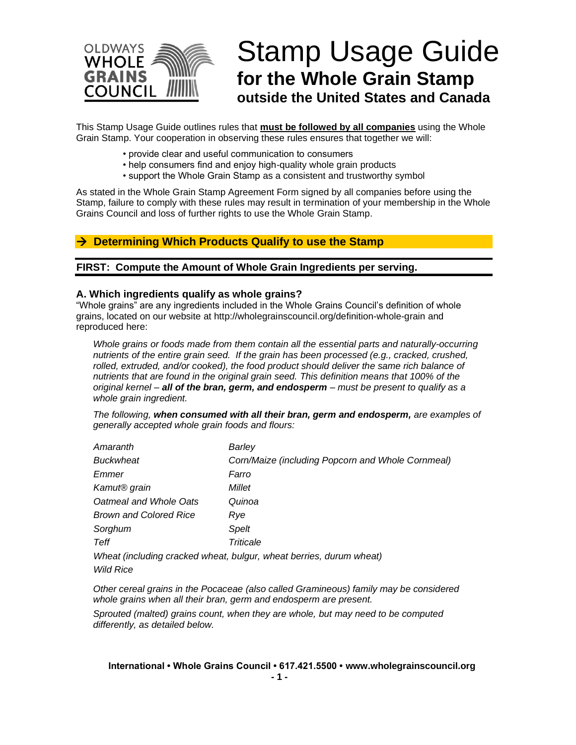# Stamp Usage Guide

## for the Whole Grain Stamp

### outside the United States and Canada

This Stamp Usage Guide outlines rules that **must be followed by all companies** using the Whole Grain Stamp. Your cooperation in observing these rules ensures that together we will:

- provide clear and useful communication to consumers
- help consumers find and enjoy high-quality whole grain products
- support the Whole Grain Stamp as a consistent and trustworthy symbol

As stated in the Whole Grain Stamp Agreement Form signed by all companies before using the Stamp, failure to comply with these rules may result in termination of your membership in the Whole Grains Council and loss of further rights to use the Whole Grain Stamp.

## → Determining Which Products Qualify to use the Stamp

### FIRST: Compute the Amount of Whole Grain Ingredients per serving.

#### A. Which ingredients qualify as whole grains?

"Whole grains" are any ingredients included in the Whole Grains Council's definition of whole grains, located on our website at http://wholegrainscouncil.org/definition-whole-grain and reproduced here:

> *Whole grains or foods made from them contain all the essential parts and naturally-occurring nutrients of the entire grain seed. If the grain has been processed (e.g., cracked, crushed, rolled, extruded, and/or cooked), the food product should deliver the same rich balance of nutrients that are found in the original grain seed. This definition means that 100% of the original kernel –* ***all of the bran, germ, and endosperm*** *– must be present to qualify as a whole grain ingredient.*
>
> *The following,* ***when consumed with all their bran, germ and endosperm,*** *are examples of generally accepted whole grain foods and flours:*
>
> | | |
> |---|---|
> | *Amaranth* | *Barley* |
> | *Buckwheat* | *Corn/Maize (including Popcorn and Whole Cornmeal)* |
> | *Emmer* | *Farro* |
> | *Kamut® grain* | *Millet* |
> | *Oatmeal and Whole Oats* | *Quinoa* |
> | *Brown and Colored Rice* | *Rye* |
> | *Sorghum* | *Spelt* |
> | *Teff* | *Triticale* |
>
> *Wheat (including cracked wheat, bulgur, wheat berries, durum wheat)*
> *Wild Rice*
>
> *Other cereal grains in the Pocaceae (also called Gramineous) family may be considered whole grains when all their bran, germ and endosperm are present.*
>
> *Sprouted (malted) grains count, when they are whole, but may need to be computed differently, as detailed below.*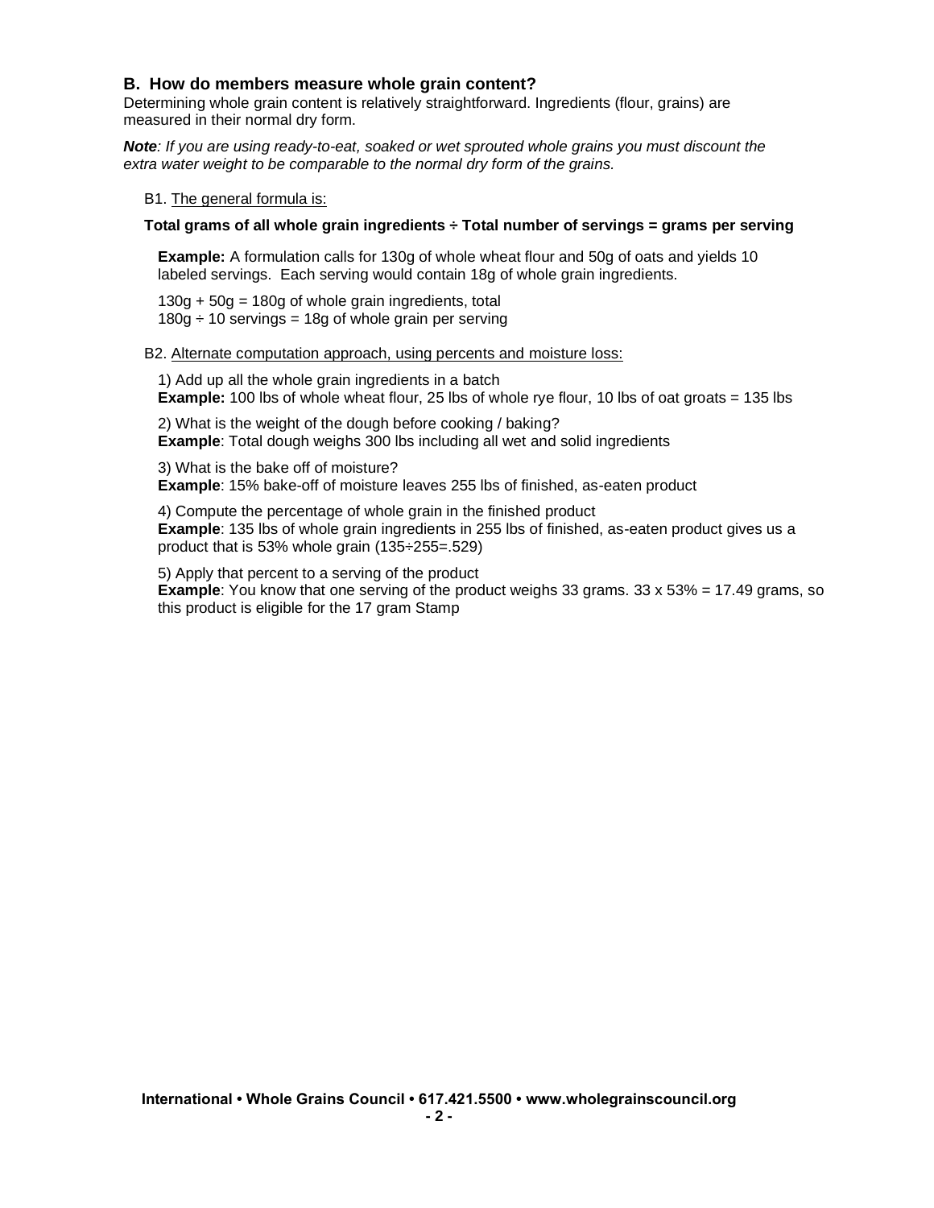### B. How do members measure whole grain content?

Determining whole grain content is relatively straightforward. Ingredients (flour, grains) are measured in their normal dry form.

***Note**: If you are using ready-to-eat, soaked or wet sprouted whole grains you must discount the extra water weight to be comparable to the normal dry form of the grains.*

B1. <u>The general formula is:</u>

**Total grams of all whole grain ingredients ÷ Total number of servings = grams per serving**

**Example:** A formulation calls for 130g of whole wheat flour and 50g of oats and yields 10 labeled servings. Each serving would contain 18g of whole grain ingredients.

130g + 50g = 180g of whole grain ingredients, total
180g ÷ 10 servings = 18g of whole grain per serving

B2. <u>Alternate computation approach, using percents and moisture loss:</u>

1) Add up all the whole grain ingredients in a batch
**Example:** 100 lbs of whole wheat flour, 25 lbs of whole rye flour, 10 lbs of oat groats = 135 lbs

2) What is the weight of the dough before cooking / baking?
**Example**: Total dough weighs 300 lbs including all wet and solid ingredients

3) What is the bake off of moisture?
**Example**: 15% bake-off of moisture leaves 255 lbs of finished, as-eaten product

4) Compute the percentage of whole grain in the finished product
**Example**: 135 lbs of whole grain ingredients in 255 lbs of finished, as-eaten product gives us a product that is 53% whole grain (135÷255=.529)

5) Apply that percent to a serving of the product
**Example**: You know that one serving of the product weighs 33 grams. 33 x 53% = 17.49 grams, so this product is eligible for the 17 gram Stamp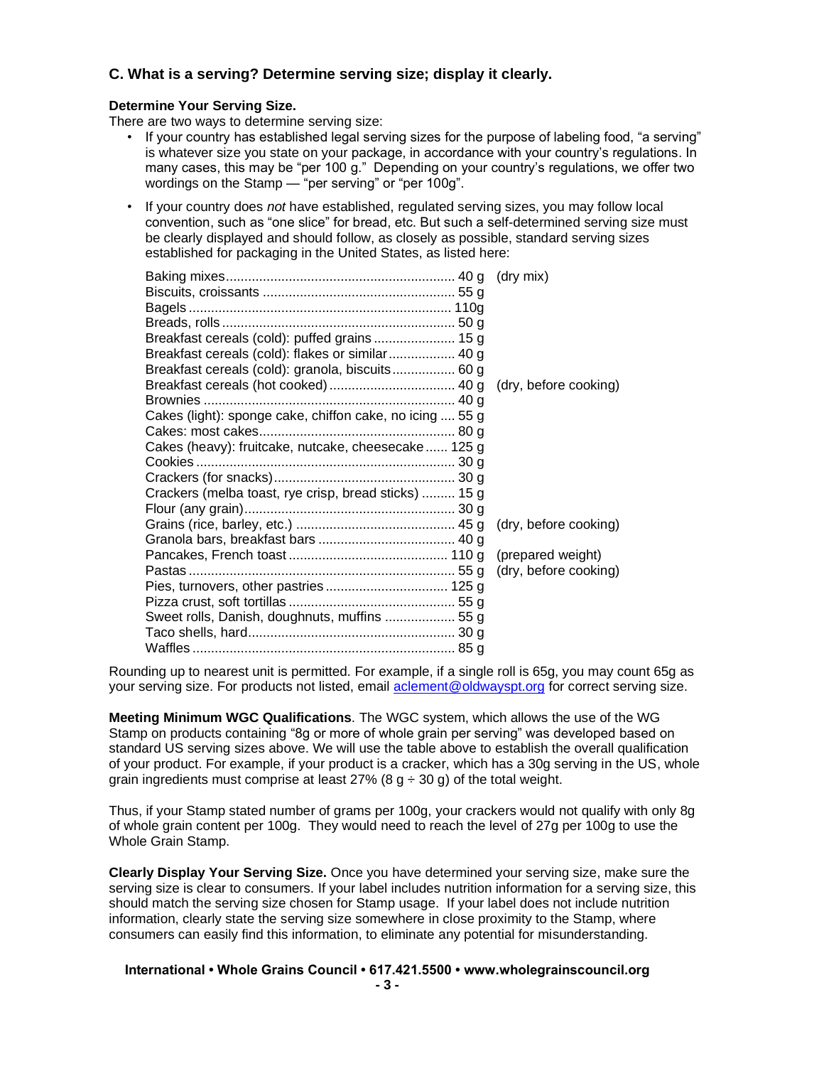## C. What is a serving? Determine serving size; display it clearly.

**Determine Your Serving Size.**
There are two ways to determine serving size:

- If your country has established legal serving sizes for the purpose of labeling food, "a serving" is whatever size you state on your package, in accordance with your country's regulations. In many cases, this may be "per 100 g." Depending on your country's regulations, we offer two wordings on the Stamp — "per serving" or "per 100g".
- If your country does *not* have established, regulated serving sizes, you may follow local convention, such as "one slice" for bread, etc. But such a self-determined serving size must be clearly displayed and should follow, as closely as possible, standard serving sizes established for packaging in the United States, as listed here:

| Product | Serving size | Note |
|---|---|---|
| Baking mixes | 40 g | (dry mix) |
| Biscuits, croissants | 55 g | |
| Bagels | 110g | |
| Breads, rolls | 50 g | |
| Breakfast cereals (cold): puffed grains | 15 g | |
| Breakfast cereals (cold): flakes or similar | 40 g | |
| Breakfast cereals (cold): granola, biscuits | 60 g | |
| Breakfast cereals (hot cooked) | 40 g | (dry, before cooking) |
| Brownies | 40 g | |
| Cakes (light): sponge cake, chiffon cake, no icing | 55 g | |
| Cakes: most cakes | 80 g | |
| Cakes (heavy): fruitcake, nutcake, cheesecake | 125 g | |
| Cookies | 30 g | |
| Crackers (for snacks) | 30 g | |
| Crackers (melba toast, rye crisp, bread sticks) | 15 g | |
| Flour (any grain) | 30 g | |
| Grains (rice, barley, etc.) | 45 g | (dry, before cooking) |
| Granola bars, breakfast bars | 40 g | |
| Pancakes, French toast | 110 g | (prepared weight) |
| Pastas | 55 g | (dry, before cooking) |
| Pies, turnovers, other pastries | 125 g | |
| Pizza crust, soft tortillas | 55 g | |
| Sweet rolls, Danish, doughnuts, muffins | 55 g | |
| Taco shells, hard | 30 g | |
| Waffles | 85 g | |

Rounding up to nearest unit is permitted. For example, if a single roll is 65g, you may count 65g as your serving size. For products not listed, email aclement@oldwayspt.org for correct serving size.

**Meeting Minimum WGC Qualifications**. The WGC system, which allows the use of the WG Stamp on products containing "8g or more of whole grain per serving" was developed based on standard US serving sizes above. We will use the table above to establish the overall qualification of your product. For example, if your product is a cracker, which has a 30g serving in the US, whole grain ingredients must comprise at least 27% (8 g ÷ 30 g) of the total weight.

Thus, if your Stamp stated number of grams per 100g, your crackers would not qualify with only 8g of whole grain content per 100g. They would need to reach the level of 27g per 100g to use the Whole Grain Stamp.

**Clearly Display Your Serving Size.** Once you have determined your serving size, make sure the serving size is clear to consumers. If your label includes nutrition information for a serving size, this should match the serving size chosen for Stamp usage. If your label does not include nutrition information, clearly state the serving size somewhere in close proximity to the Stamp, where consumers can easily find this information, to eliminate any potential for misunderstanding.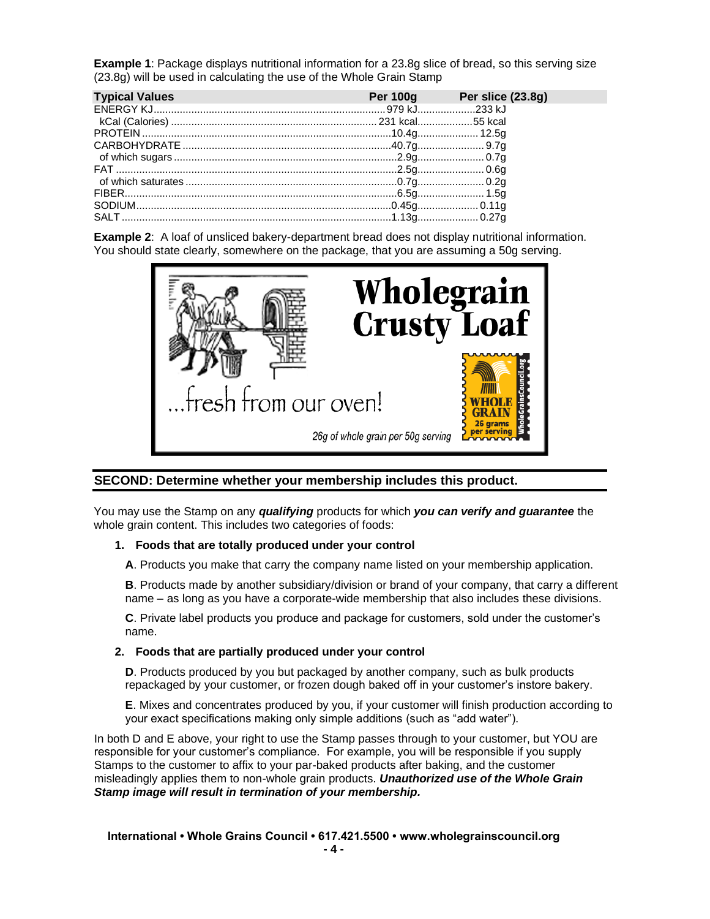**Example 1**: Package displays nutritional information for a 23.8g slice of bread, so this serving size (23.8g) will be used in calculating the use of the Whole Grain Stamp

| Typical Values | Per 100g | Per slice (23.8g) |
|---|---|---|
| ENERGY KJ | 979 kJ | 233 kJ |
| kCal (Calories) | 231 kcal | 55 kcal |
| PROTEIN | 10.4g | 12.5g |
| CARBOHYDRATE | 40.7g | 9.7g |
| of which sugars | 2.9g | 0.7g |
| FAT | 2.5g | 0.6g |
| of which saturates | 0.7g | 0.2g |
| FIBER | 6.5g | 1.5g |
| SODIUM | 0.45g | 0.11g |
| SALT | 1.13g | 0.27g |

**Example 2**: A loaf of unsliced bakery-department bread does not display nutritional information. You should state clearly, somewhere on the package, that you are assuming a 50g serving.

Wholegrain Crusty Loaf

...fresh from our oven!

26g of whole grain per 50g serving

WHOLE GRAIN 26 grams per serving WholeGrainsCouncil.org

## SECOND: Determine whether your membership includes this product.

You may use the Stamp on any ***qualifying*** products for which ***you can verify and guarantee*** the whole grain content. This includes two categories of foods:

1. **Foods that are totally produced under your control**

   **A**. Products you make that carry the company name listed on your membership application.

   **B**. Products made by another subsidiary/division or brand of your company, that carry a different name – as long as you have a corporate-wide membership that also includes these divisions.

   **C**. Private label products you produce and package for customers, sold under the customer's name.

2. **Foods that are partially produced under your control**

   **D**. Products produced by you but packaged by another company, such as bulk products repackaged by your customer, or frozen dough baked off in your customer's instore bakery.

   **E**. Mixes and concentrates produced by you, if your customer will finish production according to your exact specifications making only simple additions (such as "add water").

In both D and E above, your right to use the Stamp passes through to your customer, but YOU are responsible for your customer's compliance. For example, you will be responsible if you supply Stamps to the customer to affix to your par-baked products after baking, and the customer misleadingly applies them to non-whole grain products. ***Unauthorized use of the Whole Grain Stamp image will result in termination of your membership.***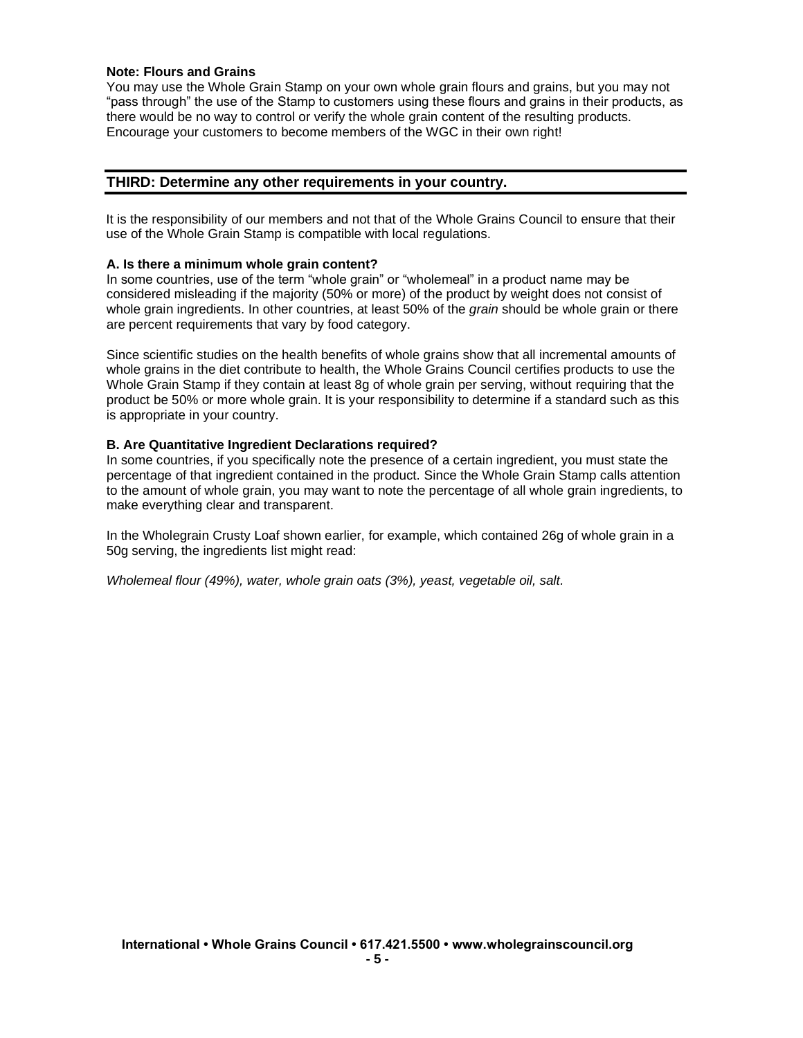**Note: Flours and Grains**
You may use the Whole Grain Stamp on your own whole grain flours and grains, but you may not "pass through" the use of the Stamp to customers using these flours and grains in their products, as there would be no way to control or verify the whole grain content of the resulting products. Encourage your customers to become members of the WGC in their own right!

## THIRD: Determine any other requirements in your country.

It is the responsibility of our members and not that of the Whole Grains Council to ensure that their use of the Whole Grain Stamp is compatible with local regulations.

**A. Is there a minimum whole grain content?**
In some countries, use of the term "whole grain" or "wholemeal" in a product name may be considered misleading if the majority (50% or more) of the product by weight does not consist of whole grain ingredients. In other countries, at least 50% of the *grain* should be whole grain or there are percent requirements that vary by food category.

Since scientific studies on the health benefits of whole grains show that all incremental amounts of whole grains in the diet contribute to health, the Whole Grains Council certifies products to use the Whole Grain Stamp if they contain at least 8g of whole grain per serving, without requiring that the product be 50% or more whole grain. It is your responsibility to determine if a standard such as this is appropriate in your country.

**B. Are Quantitative Ingredient Declarations required?**
In some countries, if you specifically note the presence of a certain ingredient, you must state the percentage of that ingredient contained in the product. Since the Whole Grain Stamp calls attention to the amount of whole grain, you may want to note the percentage of all whole grain ingredients, to make everything clear and transparent.

In the Wholegrain Crusty Loaf shown earlier, for example, which contained 26g of whole grain in a 50g serving, the ingredients list might read:

*Wholemeal flour (49%), water, whole grain oats (3%), yeast, vegetable oil, salt.*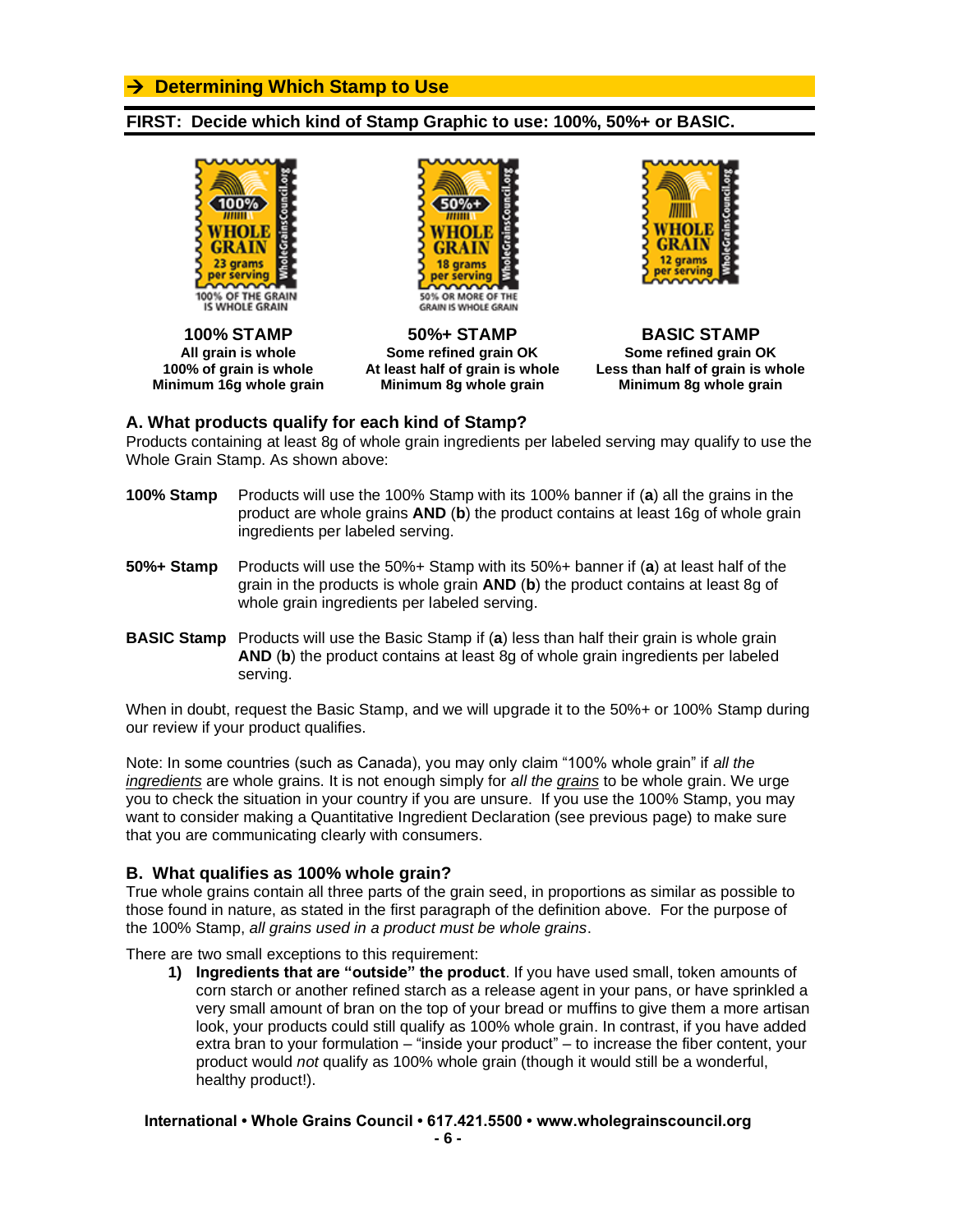## → Determining Which Stamp to Use

**FIRST: Decide which kind of Stamp Graphic to use: 100%, 50%+ or BASIC.**

| 100% STAMP | 50%+ STAMP | BASIC STAMP |
|---|---|---|
| All grain is whole | Some refined grain OK | Some refined grain OK |
| 100% of grain is whole | At least half of grain is whole | Less than half of grain is whole |
| Minimum 16g whole grain | Minimum 8g whole grain | Minimum 8g whole grain |

### A. What products qualify for each kind of Stamp?

Products containing at least 8g of whole grain ingredients per labeled serving may qualify to use the Whole Grain Stamp. As shown above:

**100% Stamp** Products will use the 100% Stamp with its 100% banner if (**a**) all the grains in the product are whole grains **AND** (**b**) the product contains at least 16g of whole grain ingredients per labeled serving.

**50%+ Stamp** Products will use the 50%+ Stamp with its 50%+ banner if (**a**) at least half of the grain in the products is whole grain **AND** (**b**) the product contains at least 8g of whole grain ingredients per labeled serving.

**BASIC Stamp** Products will use the Basic Stamp if (**a**) less than half their grain is whole grain **AND** (**b**) the product contains at least 8g of whole grain ingredients per labeled serving.

When in doubt, request the Basic Stamp, and we will upgrade it to the 50%+ or 100% Stamp during our review if your product qualifies.

Note: In some countries (such as Canada), you may only claim "100% whole grain" if *all the ingredients* are whole grains. It is not enough simply for *all the grains* to be whole grain. We urge you to check the situation in your country if you are unsure. If you use the 100% Stamp, you may want to consider making a Quantitative Ingredient Declaration (see previous page) to make sure that you are communicating clearly with consumers.

### B. What qualifies as 100% whole grain?

True whole grains contain all three parts of the grain seed, in proportions as similar as possible to those found in nature, as stated in the first paragraph of the definition above. For the purpose of the 100% Stamp, *all grains used in a product must be whole grains*.

There are two small exceptions to this requirement:

1) **Ingredients that are "outside" the product**. If you have used small, token amounts of corn starch or another refined starch as a release agent in your pans, or have sprinkled a very small amount of bran on the top of your bread or muffins to give them a more artisan look, your products could still qualify as 100% whole grain. In contrast, if you have added extra bran to your formulation – "inside your product" – to increase the fiber content, your product would *not* qualify as 100% whole grain (though it would still be a wonderful, healthy product!).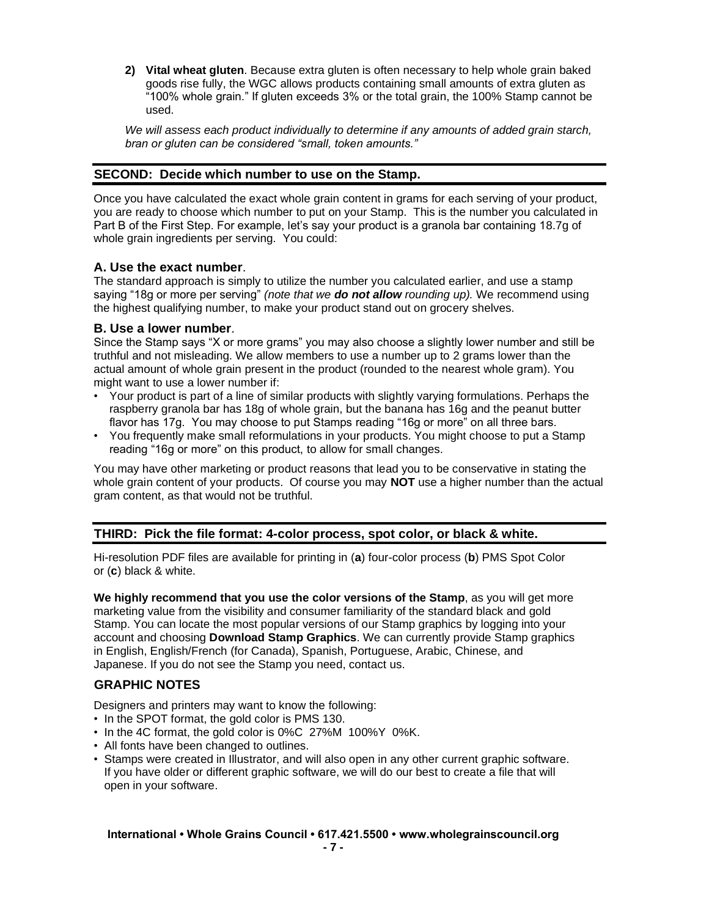2) **Vital wheat gluten**. Because extra gluten is often necessary to help whole grain baked goods rise fully, the WGC allows products containing small amounts of extra gluten as "100% whole grain." If gluten exceeds 3% or the total grain, the 100% Stamp cannot be used.

*We will assess each product individually to determine if any amounts of added grain starch, bran or gluten can be considered "small, token amounts."*

## SECOND: Decide which number to use on the Stamp.

Once you have calculated the exact whole grain content in grams for each serving of your product, you are ready to choose which number to put on your Stamp. This is the number you calculated in Part B of the First Step. For example, let's say your product is a granola bar containing 18.7g of whole grain ingredients per serving. You could:

### A. Use the exact number.

The standard approach is simply to utilize the number you calculated earlier, and use a stamp saying "18g or more per serving" *(note that we **do not allow** rounding up).* We recommend using the highest qualifying number, to make your product stand out on grocery shelves.

### B. Use a lower number.

Since the Stamp says "X or more grams" you may also choose a slightly lower number and still be truthful and not misleading. We allow members to use a number up to 2 grams lower than the actual amount of whole grain present in the product (rounded to the nearest whole gram). You might want to use a lower number if:

- Your product is part of a line of similar products with slightly varying formulations. Perhaps the raspberry granola bar has 18g of whole grain, but the banana has 16g and the peanut butter flavor has 17g. You may choose to put Stamps reading "16g or more" on all three bars.
- You frequently make small reformulations in your products. You might choose to put a Stamp reading "16g or more" on this product, to allow for small changes.

You may have other marketing or product reasons that lead you to be conservative in stating the whole grain content of your products. Of course you may **NOT** use a higher number than the actual gram content, as that would not be truthful.

## THIRD: Pick the file format: 4-color process, spot color, or black & white.

Hi-resolution PDF files are available for printing in (**a**) four-color process (**b**) PMS Spot Color or (**c**) black & white.

**We highly recommend that you use the color versions of the Stamp**, as you will get more marketing value from the visibility and consumer familiarity of the standard black and gold Stamp. You can locate the most popular versions of our Stamp graphics by logging into your account and choosing **Download Stamp Graphics**. We can currently provide Stamp graphics in English, English/French (for Canada), Spanish, Portuguese, Arabic, Chinese, and Japanese. If you do not see the Stamp you need, contact us.

### GRAPHIC NOTES

Designers and printers may want to know the following:

- In the SPOT format, the gold color is PMS 130.
- In the 4C format, the gold color is 0%C 27%M 100%Y 0%K.
- All fonts have been changed to outlines.
- Stamps were created in Illustrator, and will also open in any other current graphic software. If you have older or different graphic software, we will do our best to create a file that will open in your software.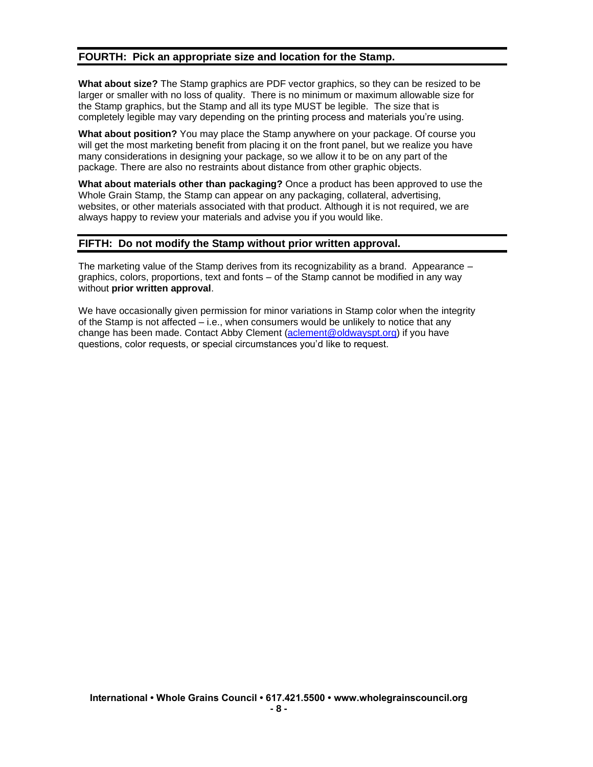## FOURTH: Pick an appropriate size and location for the Stamp.

**What about size?** The Stamp graphics are PDF vector graphics, so they can be resized to be larger or smaller with no loss of quality. There is no minimum or maximum allowable size for the Stamp graphics, but the Stamp and all its type MUST be legible. The size that is completely legible may vary depending on the printing process and materials you're using.

**What about position?** You may place the Stamp anywhere on your package. Of course you will get the most marketing benefit from placing it on the front panel, but we realize you have many considerations in designing your package, so we allow it to be on any part of the package. There are also no restraints about distance from other graphic objects.

**What about materials other than packaging?** Once a product has been approved to use the Whole Grain Stamp, the Stamp can appear on any packaging, collateral, advertising, websites, or other materials associated with that product. Although it is not required, we are always happy to review your materials and advise you if you would like.

## FIFTH: Do not modify the Stamp without prior written approval.

The marketing value of the Stamp derives from its recognizability as a brand. Appearance – graphics, colors, proportions, text and fonts – of the Stamp cannot be modified in any way without **prior written approval**.

We have occasionally given permission for minor variations in Stamp color when the integrity of the Stamp is not affected – i.e., when consumers would be unlikely to notice that any change has been made. Contact Abby Clement (aclement@oldwayspt.org) if you have questions, color requests, or special circumstances you'd like to request.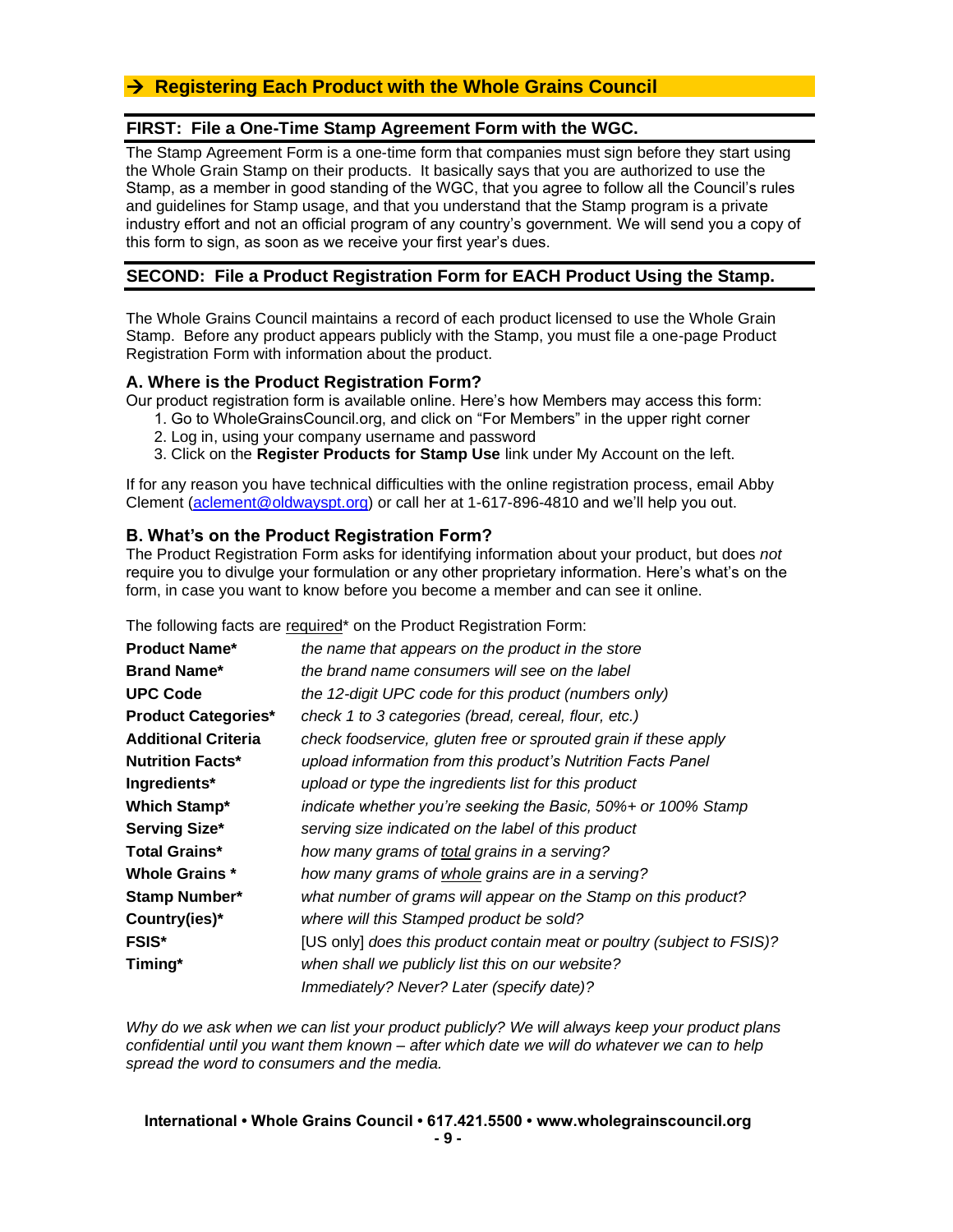## → Registering Each Product with the Whole Grains Council

### FIRST: File a One-Time Stamp Agreement Form with the WGC.

The Stamp Agreement Form is a one-time form that companies must sign before they start using the Whole Grain Stamp on their products. It basically says that you are authorized to use the Stamp, as a member in good standing of the WGC, that you agree to follow all the Council's rules and guidelines for Stamp usage, and that you understand that the Stamp program is a private industry effort and not an official program of any country's government. We will send you a copy of this form to sign, as soon as we receive your first year's dues.

### SECOND: File a Product Registration Form for EACH Product Using the Stamp.

The Whole Grains Council maintains a record of each product licensed to use the Whole Grain Stamp. Before any product appears publicly with the Stamp, you must file a one-page Product Registration Form with information about the product.

#### A. Where is the Product Registration Form?

Our product registration form is available online. Here's how Members may access this form:

1. Go to WholeGrainsCouncil.org, and click on "For Members" in the upper right corner
2. Log in, using your company username and password
3. Click on the **Register Products for Stamp Use** link under My Account on the left.

If for any reason you have technical difficulties with the online registration process, email Abby Clement (aclement@oldwayspt.org) or call her at 1-617-896-4810 and we'll help you out.

#### B. What's on the Product Registration Form?

The Product Registration Form asks for identifying information about your product, but does *not* require you to divulge your formulation or any other proprietary information. Here's what's on the form, in case you want to know before you become a member and can see it online.

The following facts are required* on the Product Registration Form:

| | |
|---|---|
| **Product Name*** | *the name that appears on the product in the store* |
| **Brand Name*** | *the brand name consumers will see on the label* |
| **UPC Code** | *the 12-digit UPC code for this product (numbers only)* |
| **Product Categories*** | *check 1 to 3 categories (bread, cereal, flour, etc.)* |
| **Additional Criteria** | *check foodservice, gluten free or sprouted grain if these apply* |
| **Nutrition Facts*** | *upload information from this product's Nutrition Facts Panel* |
| **Ingredients*** | *upload or type the ingredients list for this product* |
| **Which Stamp*** | *indicate whether you're seeking the Basic, 50%+ or 100% Stamp* |
| **Serving Size*** | *serving size indicated on the label of this product* |
| **Total Grains*** | *how many grams of total grains in a serving?* |
| **Whole Grains *** | *how many grams of whole grains are in a serving?* |
| **Stamp Number*** | *what number of grams will appear on the Stamp on this product?* |
| **Country(ies)*** | *where will this Stamped product be sold?* |
| **FSIS*** | [US only] *does this product contain meat or poultry (subject to FSIS)?* |
| **Timing*** | *when shall we publicly list this on our website? Immediately? Never? Later (specify date)?* |

*Why do we ask when we can list your product publicly? We will always keep your product plans confidential until you want them known – after which date we will do whatever we can to help spread the word to consumers and the media.*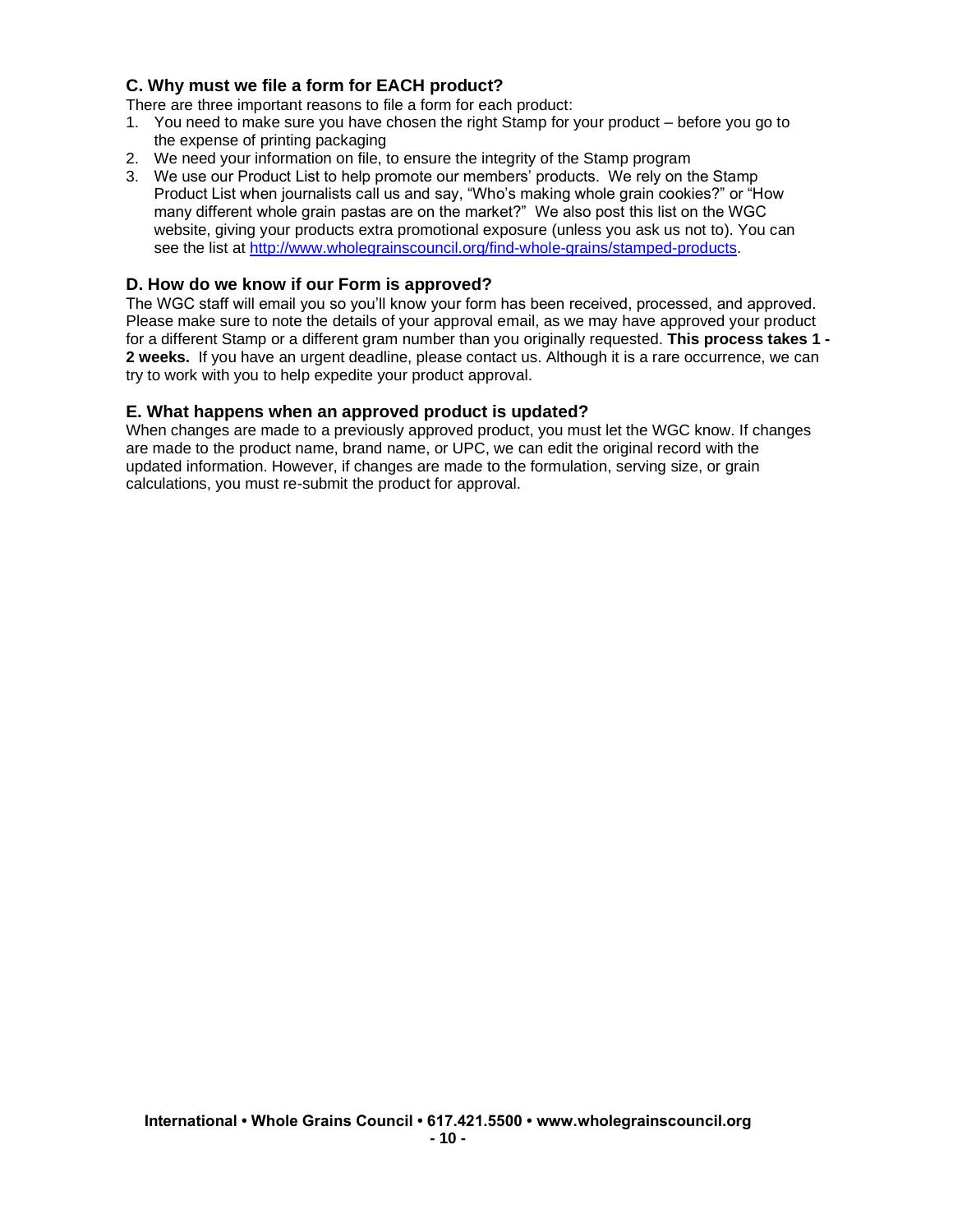### C. Why must we file a form for EACH product?

There are three important reasons to file a form for each product:

1. You need to make sure you have chosen the right Stamp for your product – before you go to the expense of printing packaging
2. We need your information on file, to ensure the integrity of the Stamp program
3. We use our Product List to help promote our members' products. We rely on the Stamp Product List when journalists call us and say, "Who's making whole grain cookies?" or "How many different whole grain pastas are on the market?" We also post this list on the WGC website, giving your products extra promotional exposure (unless you ask us not to). You can see the list at [http://www.wholegrainscouncil.org/find-whole-grains/stamped-products](http://www.wholegrainscouncil.org/find-whole-grains/stamped-products).

### D. How do we know if our Form is approved?

The WGC staff will email you so you'll know your form has been received, processed, and approved. Please make sure to note the details of your approval email, as we may have approved your product for a different Stamp or a different gram number than you originally requested. **This process takes 1 - 2 weeks.** If you have an urgent deadline, please contact us. Although it is a rare occurrence, we can try to work with you to help expedite your product approval.

### E. What happens when an approved product is updated?

When changes are made to a previously approved product, you must let the WGC know. If changes are made to the product name, brand name, or UPC, we can edit the original record with the updated information. However, if changes are made to the formulation, serving size, or grain calculations, you must re-submit the product for approval.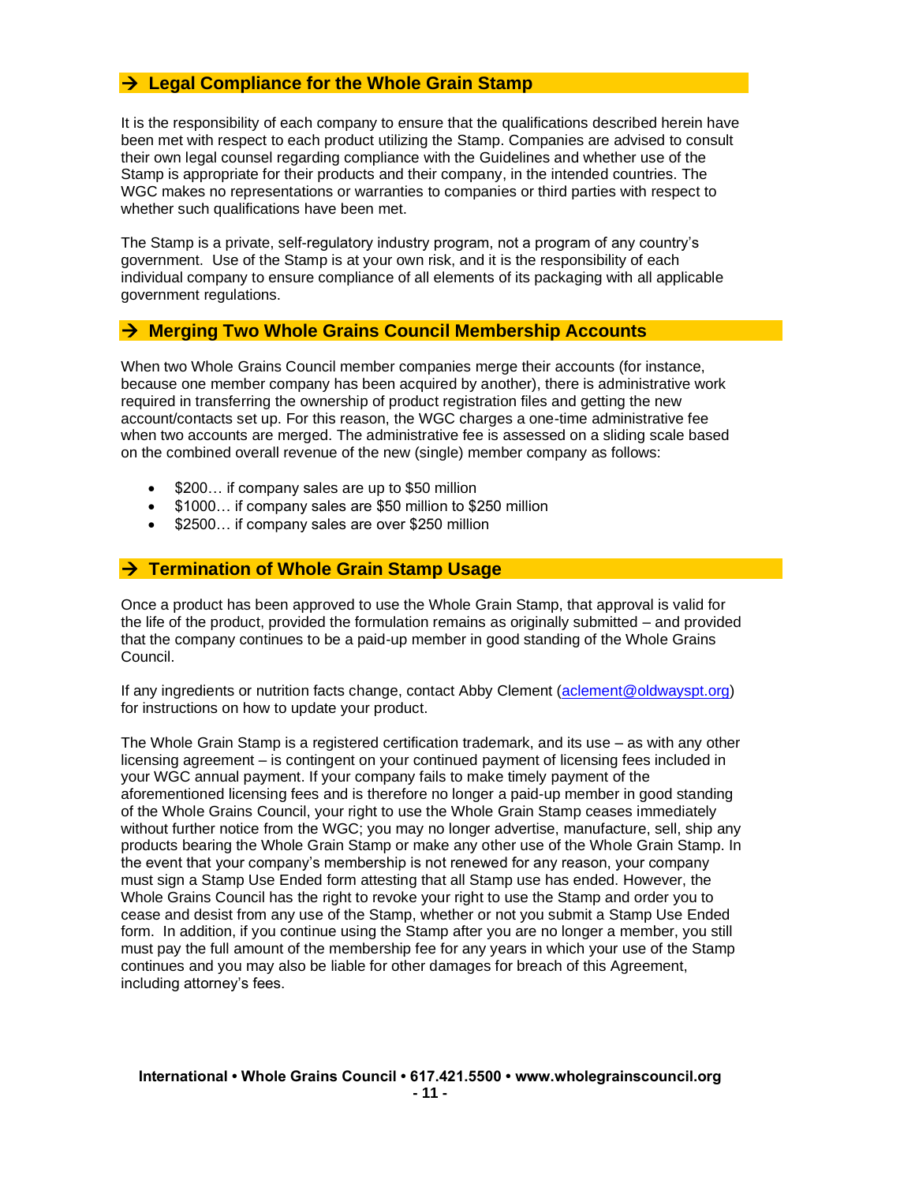## → Legal Compliance for the Whole Grain Stamp

It is the responsibility of each company to ensure that the qualifications described herein have been met with respect to each product utilizing the Stamp. Companies are advised to consult their own legal counsel regarding compliance with the Guidelines and whether use of the Stamp is appropriate for their products and their company, in the intended countries. The WGC makes no representations or warranties to companies or third parties with respect to whether such qualifications have been met.

The Stamp is a private, self-regulatory industry program, not a program of any country's government. Use of the Stamp is at your own risk, and it is the responsibility of each individual company to ensure compliance of all elements of its packaging with all applicable government regulations.

## → Merging Two Whole Grains Council Membership Accounts

When two Whole Grains Council member companies merge their accounts (for instance, because one member company has been acquired by another), there is administrative work required in transferring the ownership of product registration files and getting the new account/contacts set up. For this reason, the WGC charges a one-time administrative fee when two accounts are merged. The administrative fee is assessed on a sliding scale based on the combined overall revenue of the new (single) member company as follows:

- $200… if company sales are up to $50 million
- $1000… if company sales are $50 million to $250 million
- $2500… if company sales are over $250 million

## → Termination of Whole Grain Stamp Usage

Once a product has been approved to use the Whole Grain Stamp, that approval is valid for the life of the product, provided the formulation remains as originally submitted – and provided that the company continues to be a paid-up member in good standing of the Whole Grains Council.

If any ingredients or nutrition facts change, contact Abby Clement (aclement@oldwayspt.org) for instructions on how to update your product.

The Whole Grain Stamp is a registered certification trademark, and its use – as with any other licensing agreement – is contingent on your continued payment of licensing fees included in your WGC annual payment. If your company fails to make timely payment of the aforementioned licensing fees and is therefore no longer a paid-up member in good standing of the Whole Grains Council, your right to use the Whole Grain Stamp ceases immediately without further notice from the WGC; you may no longer advertise, manufacture, sell, ship any products bearing the Whole Grain Stamp or make any other use of the Whole Grain Stamp. In the event that your company's membership is not renewed for any reason, your company must sign a Stamp Use Ended form attesting that all Stamp use has ended. However, the Whole Grains Council has the right to revoke your right to use the Stamp and order you to cease and desist from any use of the Stamp, whether or not you submit a Stamp Use Ended form. In addition, if you continue using the Stamp after you are no longer a member, you still must pay the full amount of the membership fee for any years in which your use of the Stamp continues and you may also be liable for other damages for breach of this Agreement, including attorney's fees.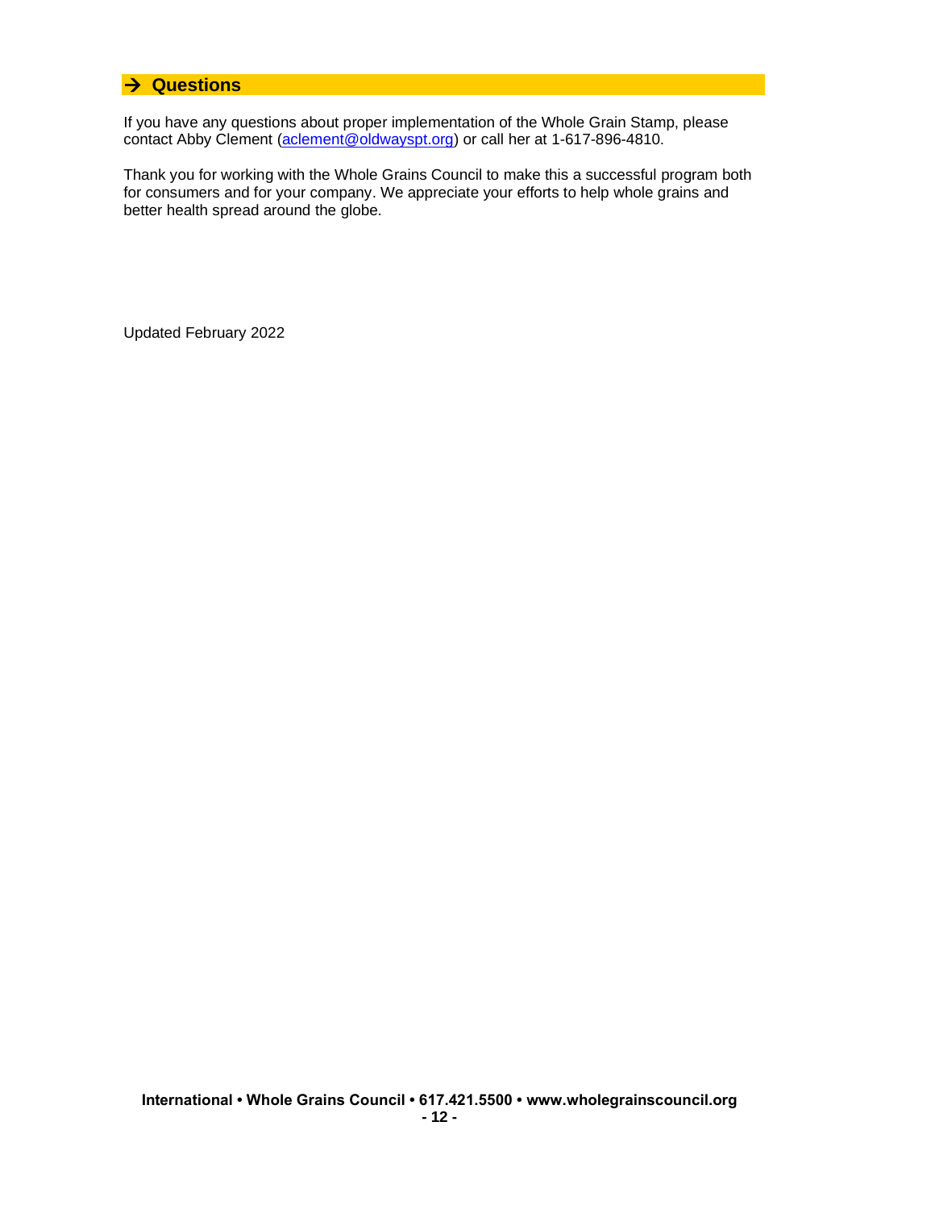## → Questions

If you have any questions about proper implementation of the Whole Grain Stamp, please contact Abby Clement (aclement@oldwayspt.org) or call her at 1-617-896-4810.

Thank you for working with the Whole Grains Council to make this a successful program both for consumers and for your company. We appreciate your efforts to help whole grains and better health spread around the globe.

Updated February 2022